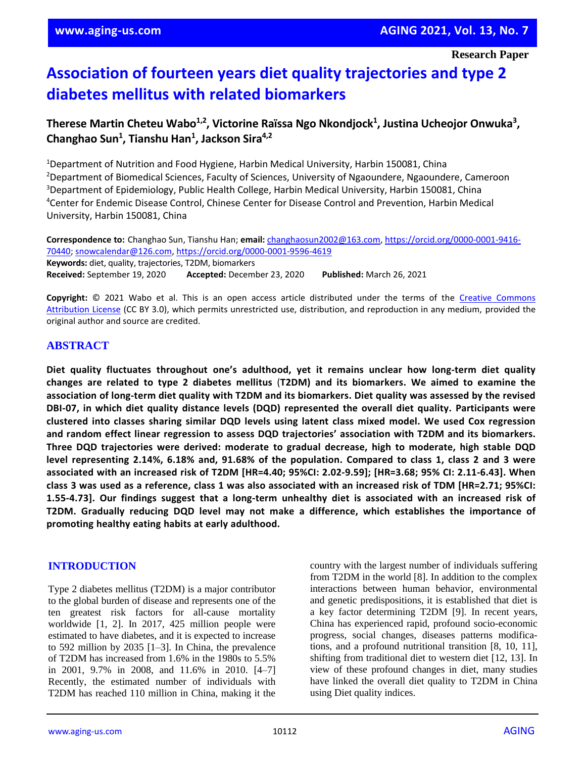Research Paper

# Association of fourteen years diet quality trajectories and type 2 diabetes mellitus with related biomarkers

**Therese Martin Cheteu Wabo[1,2], Victorine Raïssa Ngo Nkondjock[1], Justina Ucheojor Onwuka[3], Changhao Sun[1], Tianshu Han[1], Jackson Sira[4,2]**

[1]Department of Nutrition and Food Hygiene, Harbin Medical University, Harbin 150081, China
[2]Department of Biomedical Sciences, Faculty of Sciences, University of Ngaoundere, Ngaoundere, Cameroon
[3]Department of Epidemiology, Public Health College, Harbin Medical University, Harbin 150081, China
[4]Center for Endemic Disease Control, Chinese Center for Disease Control and Prevention, Harbin Medical University, Harbin 150081, China

**Correspondence to:** Changhao Sun, Tianshu Han; **email:** changhaosun2002@163.com, https://orcid.org/0000-0001-9416-70440; snowcalendar@126.com, https://orcid.org/0000-0001-9596-4619
**Keywords:** diet, quality, trajectories, T2DM, biomarkers
**Received:** September 19, 2020 **Accepted:** December 23, 2020 **Published:** March 26, 2021

**Copyright:** © 2021 Wabo et al. This is an open access article distributed under the terms of the Creative Commons Attribution License (CC BY 3.0), which permits unrestricted use, distribution, and reproduction in any medium, provided the original author and source are credited.

## ABSTRACT

**Diet quality fluctuates throughout one's adulthood, yet it remains unclear how long-term diet quality changes are related to type 2 diabetes mellitus (T2DM) and its biomarkers. We aimed to examine the association of long-term diet quality with T2DM and its biomarkers. Diet quality was assessed by the revised DBI-07, in which diet quality distance levels (DQD) represented the overall diet quality. Participants were clustered into classes sharing similar DQD levels using latent class mixed model. We used Cox regression and random effect linear regression to assess DQD trajectories' association with T2DM and its biomarkers. Three DQD trajectories were derived: moderate to gradual decrease, high to moderate, high stable DQD level representing 2.14%, 6.18% and, 91.68% of the population. Compared to class 1, class 2 and 3 were associated with an increased risk of T2DM [HR=4.40; 95%CI: 2.02-9.59]; [HR=3.68; 95% CI: 2.11-6.43]. When class 3 was used as a reference, class 1 was also associated with an increased risk of TDM [HR=2.71; 95%CI: 1.55-4.73]. Our findings suggest that a long-term unhealthy diet is associated with an increased risk of T2DM. Gradually reducing DQD level may not make a difference, which establishes the importance of promoting healthy eating habits at early adulthood.**

## INTRODUCTION

Type 2 diabetes mellitus (T2DM) is a major contributor to the global burden of disease and represents one of the ten greatest risk factors for all-cause mortality worldwide [1, 2]. In 2017, 425 million people were estimated to have diabetes, and it is expected to increase to 592 million by 2035 [1–3]. In China, the prevalence of T2DM has increased from 1.6% in the 1980s to 5.5% in 2001, 9.7% in 2008, and 11.6% in 2010. [4–7] Recently, the estimated number of individuals with T2DM has reached 110 million in China, making it the country with the largest number of individuals suffering from T2DM in the world [8]. In addition to the complex interactions between human behavior, environmental and genetic predispositions, it is established that diet is a key factor determining T2DM [9]. In recent years, China has experienced rapid, profound socio-economic progress, social changes, diseases patterns modifications, and a profound nutritional transition [8, 10, 11], shifting from traditional diet to western diet [12, 13]. In view of these profound changes in diet, many studies have linked the overall diet quality to T2DM in China using Diet quality indices.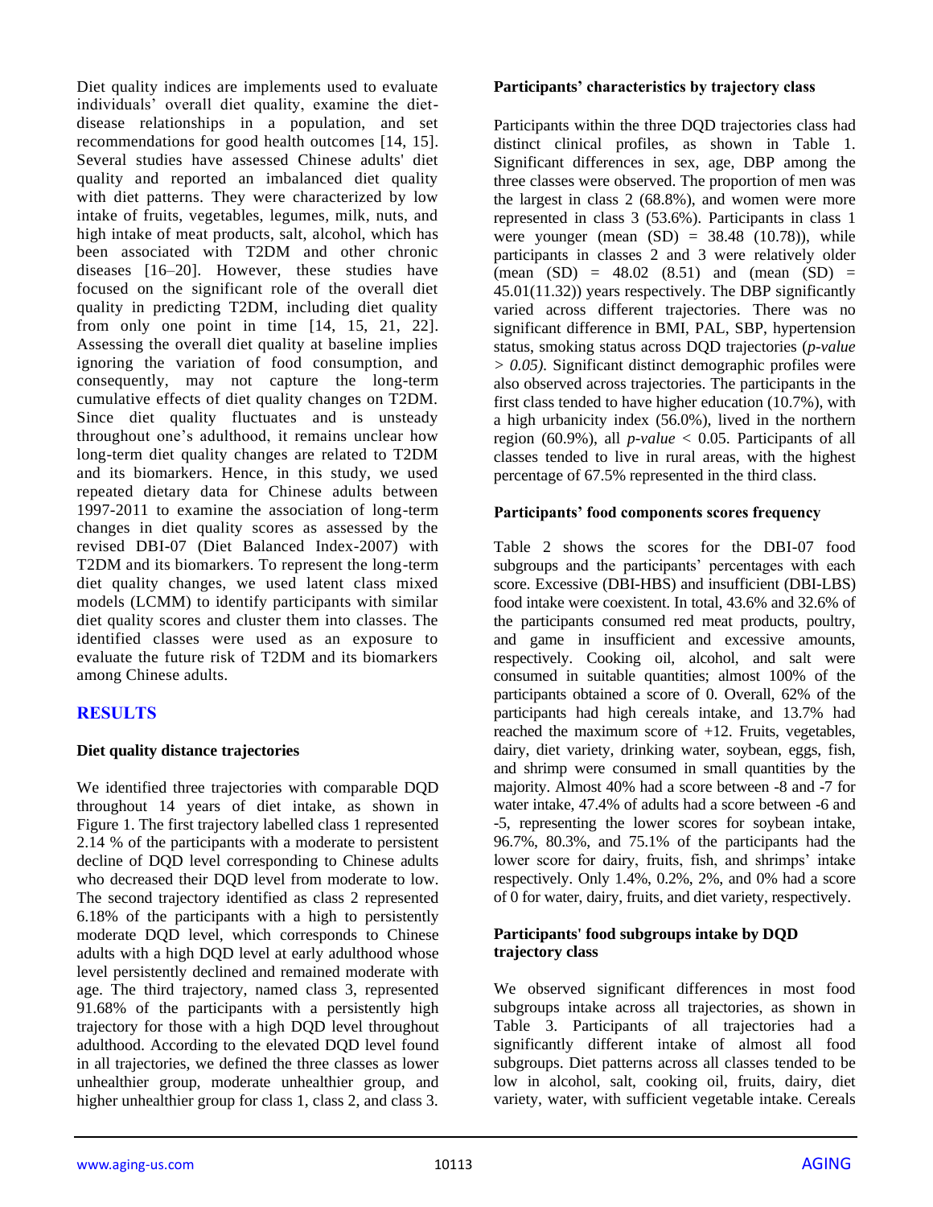Diet quality indices are implements used to evaluate individuals' overall diet quality, examine the diet-disease relationships in a population, and set recommendations for good health outcomes [14, 15]. Several studies have assessed Chinese adults' diet quality and reported an imbalanced diet quality with diet patterns. They were characterized by low intake of fruits, vegetables, legumes, milk, nuts, and high intake of meat products, salt, alcohol, which has been associated with T2DM and other chronic diseases [16–20]. However, these studies have focused on the significant role of the overall diet quality in predicting T2DM, including diet quality from only one point in time [14, 15, 21, 22]. Assessing the overall diet quality at baseline implies ignoring the variation of food consumption, and consequently, may not capture the long-term cumulative effects of diet quality changes on T2DM. Since diet quality fluctuates and is unsteady throughout one's adulthood, it remains unclear how long-term diet quality changes are related to T2DM and its biomarkers. Hence, in this study, we used repeated dietary data for Chinese adults between 1997-2011 to examine the association of long-term changes in diet quality scores as assessed by the revised DBI-07 (Diet Balanced Index-2007) with T2DM and its biomarkers. To represent the long-term diet quality changes, we used latent class mixed models (LCMM) to identify participants with similar diet quality scores and cluster them into classes. The identified classes were used as an exposure to evaluate the future risk of T2DM and its biomarkers among Chinese adults.

## RESULTS

### Diet quality distance trajectories

We identified three trajectories with comparable DQD throughout 14 years of diet intake, as shown in Figure 1. The first trajectory labelled class 1 represented 2.14 % of the participants with a moderate to persistent decline of DQD level corresponding to Chinese adults who decreased their DQD level from moderate to low. The second trajectory identified as class 2 represented 6.18% of the participants with a high to persistently moderate DQD level, which corresponds to Chinese adults with a high DQD level at early adulthood whose level persistently declined and remained moderate with age. The third trajectory, named class 3, represented 91.68% of the participants with a persistently high trajectory for those with a high DQD level throughout adulthood. According to the elevated DQD level found in all trajectories, we defined the three classes as lower unhealthier group, moderate unhealthier group, and higher unhealthier group for class 1, class 2, and class 3.

### Participants' characteristics by trajectory class

Participants within the three DQD trajectories class had distinct clinical profiles, as shown in Table 1. Significant differences in sex, age, DBP among the three classes were observed. The proportion of men was the largest in class 2 (68.8%), and women were more represented in class 3 (53.6%). Participants in class 1 were younger (mean (SD) = 38.48 (10.78)), while participants in classes 2 and 3 were relatively older (mean (SD) = 48.02 (8.51) and (mean (SD) = 45.01(11.32)) years respectively. The DBP significantly varied across different trajectories. There was no significant difference in BMI, PAL, SBP, hypertension status, smoking status across DQD trajectories (*p-value* $> 0.05$). Significant distinct demographic profiles were also observed across trajectories. The participants in the first class tended to have higher education (10.7%), with a high urbanicity index (56.0%), lived in the northern region (60.9%), all *p-value* $< 0.05$. Participants of all classes tended to live in rural areas, with the highest percentage of 67.5% represented in the third class.

### Participants' food components scores frequency

Table 2 shows the scores for the DBI-07 food subgroups and the participants' percentages with each score. Excessive (DBI-HBS) and insufficient (DBI-LBS) food intake were coexistent. In total, 43.6% and 32.6% of the participants consumed red meat products, poultry, and game in insufficient and excessive amounts, respectively. Cooking oil, alcohol, and salt were consumed in suitable quantities; almost 100% of the participants obtained a score of 0. Overall, 62% of the participants had high cereals intake, and 13.7% had reached the maximum score of +12. Fruits, vegetables, dairy, diet variety, drinking water, soybean, eggs, fish, and shrimp were consumed in small quantities by the majority. Almost 40% had a score between -8 and -7 for water intake, 47.4% of adults had a score between -6 and -5, representing the lower scores for soybean intake, 96.7%, 80.3%, and 75.1% of the participants had the lower score for dairy, fruits, fish, and shrimps' intake respectively. Only 1.4%, 0.2%, 2%, and 0% had a score of 0 for water, dairy, fruits, and diet variety, respectively.

### Participants' food subgroups intake by DQD trajectory class

We observed significant differences in most food subgroups intake across all trajectories, as shown in Table 3. Participants of all trajectories had a significantly different intake of almost all food subgroups. Diet patterns across all classes tended to be low in alcohol, salt, cooking oil, fruits, dairy, diet variety, water, with sufficient vegetable intake. Cereals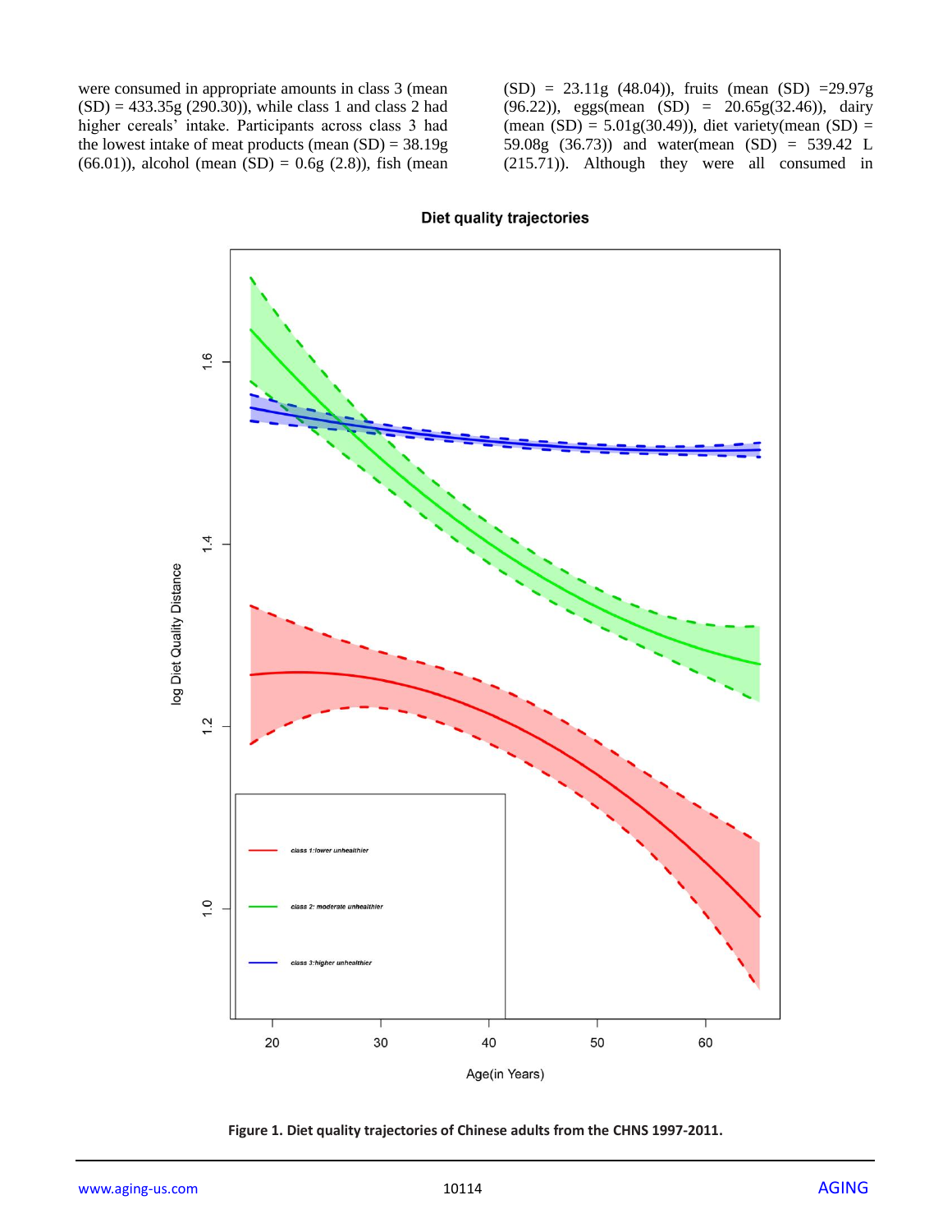were consumed in appropriate amounts in class 3 (mean (SD) = 433.35g (290.30)), while class 1 and class 2 had higher cereals' intake. Participants across class 3 had the lowest intake of meat products (mean (SD) = 38.19g (66.01)), alcohol (mean (SD) = 0.6g (2.8)), fish (mean (SD) = 23.11g (48.04)), fruits (mean (SD) =29.97g (96.22)), eggs(mean (SD) = 20.65g(32.46)), dairy (mean (SD) = 5.01g(30.49)), diet variety(mean (SD) = 59.08g (36.73)) and water(mean (SD) = 539.42 L (215.71)). Although they were all consumed in

**Figure 1. Diet quality trajectories of Chinese adults from the CHNS 1997-2011.**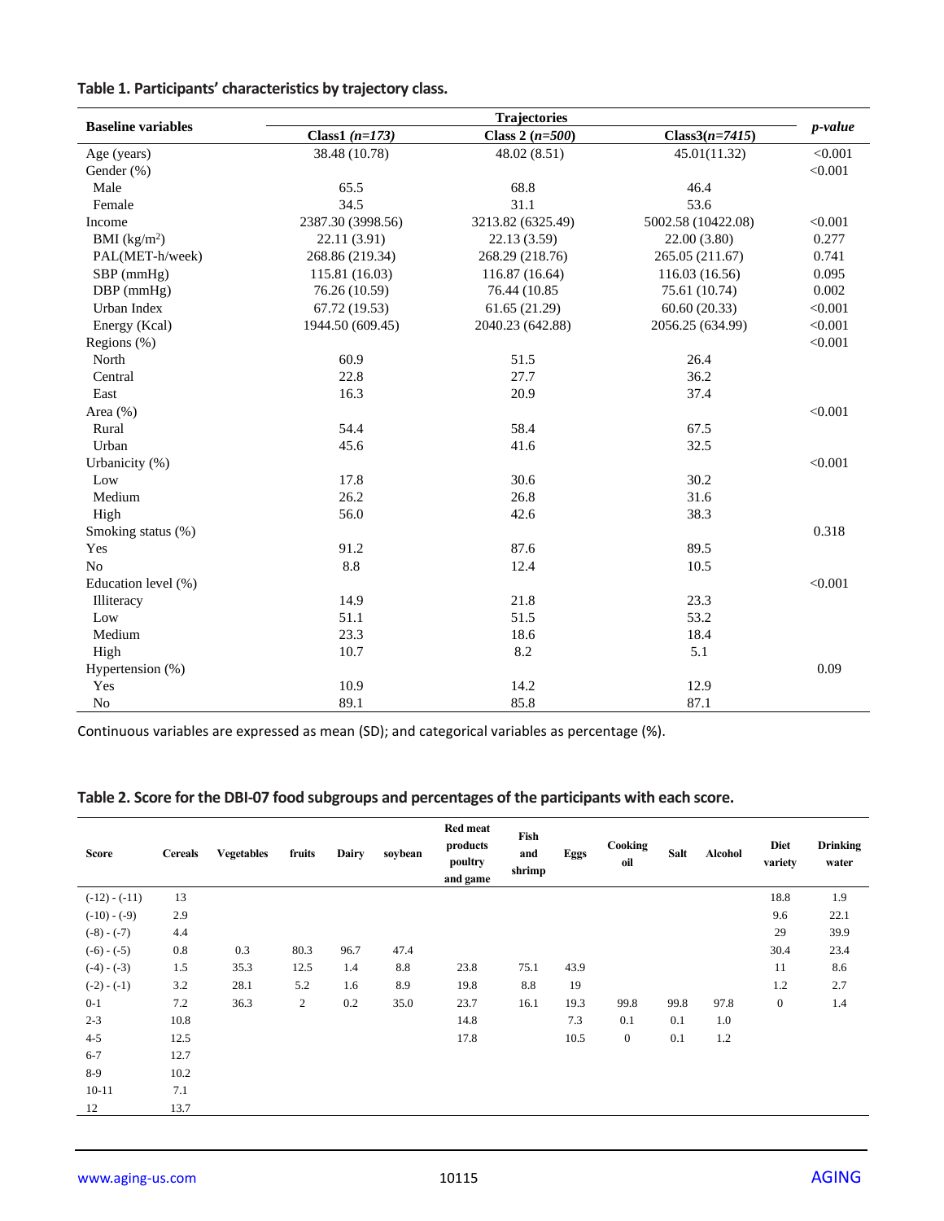**Table 1. Participants' characteristics by trajectory class.**

| Baseline variables | Trajectories | | | p-value |
|---|---|---|---|---|
| | Class1 (*n=173*) | Class 2 (*n=500*) | Class3(*n=7415*) | |
| Age (years) | 38.48 (10.78) | 48.02 (8.51) | 45.01(11.32) | <0.001 |
| Gender (%) | | | | <0.001 |
| Male | 65.5 | 68.8 | 46.4 | |
| Female | 34.5 | 31.1 | 53.6 | |
| Income | 2387.30 (3998.56) | 3213.82 (6325.49) | 5002.58 (10422.08) | <0.001 |
| BMI (kg/m$^2$) | 22.11 (3.91) | 22.13 (3.59) | 22.00 (3.80) | 0.277 |
| PAL(MET-h/week) | 268.86 (219.34) | 268.29 (218.76) | 265.05 (211.67) | 0.741 |
| SBP (mmHg) | 115.81 (16.03) | 116.87 (16.64) | 116.03 (16.56) | 0.095 |
| DBP (mmHg) | 76.26 (10.59) | 76.44 (10.85 | 75.61 (10.74) | 0.002 |
| Urban Index | 67.72 (19.53) | 61.65 (21.29) | 60.60 (20.33) | <0.001 |
| Energy (Kcal) | 1944.50 (609.45) | 2040.23 (642.88) | 2056.25 (634.99) | <0.001 |
| Regions (%) | | | | <0.001 |
| North | 60.9 | 51.5 | 26.4 | |
| Central | 22.8 | 27.7 | 36.2 | |
| East | 16.3 | 20.9 | 37.4 | |
| Area (%) | | | | <0.001 |
| Rural | 54.4 | 58.4 | 67.5 | |
| Urban | 45.6 | 41.6 | 32.5 | |
| Urbanicity (%) | | | | <0.001 |
| Low | 17.8 | 30.6 | 30.2 | |
| Medium | 26.2 | 26.8 | 31.6 | |
| High | 56.0 | 42.6 | 38.3 | |
| Smoking status (%) | | | | 0.318 |
| Yes | 91.2 | 87.6 | 89.5 | |
| No | 8.8 | 12.4 | 10.5 | |
| Education level (%) | | | | <0.001 |
| Illiteracy | 14.9 | 21.8 | 23.3 | |
| Low | 51.1 | 51.5 | 53.2 | |
| Medium | 23.3 | 18.6 | 18.4 | |
| High | 10.7 | 8.2 | 5.1 | |
| Hypertension (%) | | | | 0.09 |
| Yes | 10.9 | 14.2 | 12.9 | |
| No | 89.1 | 85.8 | 87.1 | |

Continuous variables are expressed as mean (SD); and categorical variables as percentage (%).

**Table 2. Score for the DBI-07 food subgroups and percentages of the participants with each score.**

| Score | Cereals | Vegetables | fruits | Dairy | soybean | Red meat products poultry and game | Fish and shrimp | Eggs | Cooking oil | Salt | Alcohol | Diet variety | Drinking water |
|---|---|---|---|---|---|---|---|---|---|---|---|---|---|
| (-12) - (-11) | 13 | | | | | | | | | | | 18.8 | 1.9 |
| (-10) - (-9) | 2.9 | | | | | | | | | | | 9.6 | 22.1 |
| (-8) - (-7) | 4.4 | | | | | | | | | | | 29 | 39.9 |
| (-6) - (-5) | 0.8 | 0.3 | 80.3 | 96.7 | 47.4 | | | | | | | 30.4 | 23.4 |
| (-4) - (-3) | 1.5 | 35.3 | 12.5 | 1.4 | 8.8 | 23.8 | 75.1 | 43.9 | | | | 11 | 8.6 |
| (-2) - (-1) | 3.2 | 28.1 | 5.2 | 1.6 | 8.9 | 19.8 | 8.8 | 19 | | | | 1.2 | 2.7 |
| 0-1 | 7.2 | 36.3 | 2 | 0.2 | 35.0 | 23.7 | 16.1 | 19.3 | 99.8 | 99.8 | 97.8 | 0 | 1.4 |
| 2-3 | 10.8 | | | | | 14.8 | | 7.3 | 0.1 | 0.1 | 1.0 | | |
| 4-5 | 12.5 | | | | | 17.8 | | 10.5 | 0 | 0.1 | 1.2 | | |
| 6-7 | 12.7 | | | | | | | | | | | | |
| 8-9 | 10.2 | | | | | | | | | | | | |
| 10-11 | 7.1 | | | | | | | | | | | | |
| 12 | 13.7 | | | | | | | | | | | | |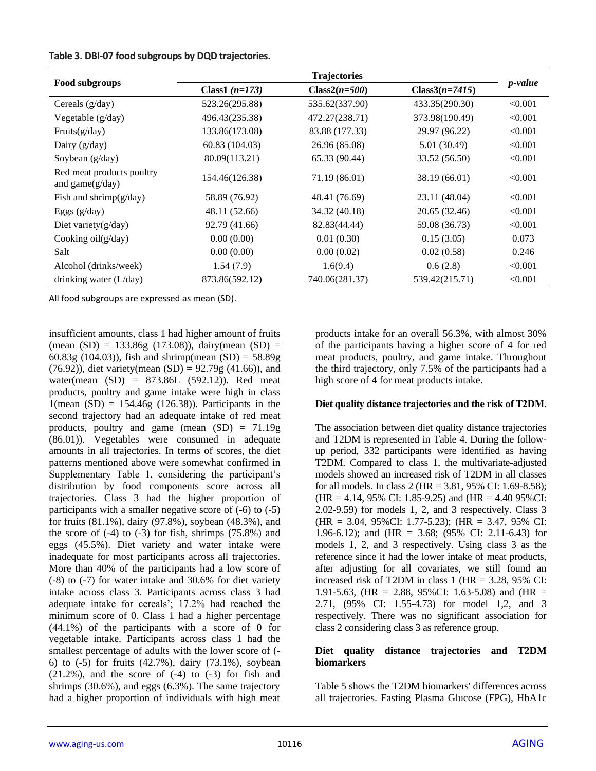**Table 3. DBI-07 food subgroups by DQD trajectories.**

| Food subgroups | Trajectories | | | *p-value* |
|---|---|---|---|---|
| | **Class1** *(n=173)* | **Class2**(*n=500*) | **Class3**(*n=7415*) | |
| Cereals (g/day) | 523.26(295.88) | 535.62(337.90) | 433.35(290.30) | <0.001 |
| Vegetable (g/day) | 496.43(235.38) | 472.27(238.71) | 373.98(190.49) | <0.001 |
| Fruits(g/day) | 133.86(173.08) | 83.88 (177.33) | 29.97 (96.22) | <0.001 |
| Dairy (g/day) | 60.83 (104.03) | 26.96 (85.08) | 5.01 (30.49) | <0.001 |
| Soybean (g/day) | 80.09(113.21) | 65.33 (90.44) | 33.52 (56.50) | <0.001 |
| Red meat products poultry and game(g/day) | 154.46(126.38) | 71.19 (86.01) | 38.19 (66.01) | <0.001 |
| Fish and shrimp(g/day) | 58.89 (76.92) | 48.41 (76.69) | 23.11 (48.04) | <0.001 |
| Eggs (g/day) | 48.11 (52.66) | 34.32 (40.18) | 20.65 (32.46) | <0.001 |
| Diet variety(g/day) | 92.79 (41.66) | 82.83(44.44) | 59.08 (36.73) | <0.001 |
| Cooking oil(g/day) | 0.00 (0.00) | 0.01 (0.30) | 0.15 (3.05) | 0.073 |
| Salt | 0.00 (0.00) | 0.00 (0.02) | 0.02 (0.58) | 0.246 |
| Alcohol (drinks/week) | 1.54 (7.9) | 1.6(9.4) | 0.6 (2.8) | <0.001 |
| drinking water (L/day) | 873.86(592.12) | 740.06(281.37) | 539.42(215.71) | <0.001 |

All food subgroups are expressed as mean (SD).

insufficient amounts, class 1 had higher amount of fruits (mean (SD) = 133.86g (173.08)), dairy(mean (SD) = 60.83g (104.03)), fish and shrimp(mean (SD) = 58.89g (76.92)), diet variety(mean (SD) = 92.79g (41.66)), and water(mean (SD) = 873.86L (592.12)). Red meat products, poultry and game intake were high in class 1(mean (SD) = 154.46g (126.38)). Participants in the second trajectory had an adequate intake of red meat products, poultry and game (mean (SD) = 71.19g (86.01)). Vegetables were consumed in adequate amounts in all trajectories. In terms of scores, the diet patterns mentioned above were somewhat confirmed in Supplementary Table 1, considering the participant's distribution by food components score across all trajectories. Class 3 had the higher proportion of participants with a smaller negative score of (-6) to (-5) for fruits (81.1%), dairy (97.8%), soybean (48.3%), and the score of (-4) to (-3) for fish, shrimps (75.8%) and eggs (45.5%). Diet variety and water intake were inadequate for most participants across all trajectories. More than 40% of the participants had a low score of (-8) to (-7) for water intake and 30.6% for diet variety intake across class 3. Participants across class 3 had adequate intake for cereals'; 17.2% had reached the minimum score of 0. Class 1 had a higher percentage (44.1%) of the participants with a score of 0 for vegetable intake. Participants across class 1 had the smallest percentage of adults with the lower score of (-6) to (-5) for fruits (42.7%), dairy (73.1%), soybean (21.2%), and the score of (-4) to (-3) for fish and shrimps (30.6%), and eggs (6.3%). The same trajectory had a higher proportion of individuals with high meat products intake for an overall 56.3%, with almost 30% of the participants having a higher score of 4 for red meat products, poultry, and game intake. Throughout the third trajectory, only 7.5% of the participants had a high score of 4 for meat products intake.

**Diet quality distance trajectories and the risk of T2DM.**

The association between diet quality distance trajectories and T2DM is represented in Table 4. During the follow-up period, 332 participants were identified as having T2DM. Compared to class 1, the multivariate-adjusted models showed an increased risk of T2DM in all classes for all models. In class 2 (HR = 3.81, 95% CI: 1.69-8.58); (HR = 4.14, 95% CI: 1.85-9.25) and (HR = 4.40 95%CI: 2.02-9.59) for models 1, 2, and 3 respectively. Class 3 (HR = 3.04, 95%CI: 1.77-5.23); (HR = 3.47, 95% CI: 1.96-6.12); and (HR = 3.68; (95% CI: 2.11-6.43) for models 1, 2, and 3 respectively. Using class 3 as the reference since it had the lower intake of meat products, after adjusting for all covariates, we still found an increased risk of T2DM in class 1 (HR = 3.28, 95% CI: 1.91-5.63, (HR = 2.88, 95%CI: 1.63-5.08) and (HR = 2.71, (95% CI: 1.55-4.73) for model 1,2, and 3 respectively. There was no significant association for class 2 considering class 3 as reference group.

**Diet quality distance trajectories and T2DM biomarkers**

Table 5 shows the T2DM biomarkers' differences across all trajectories. Fasting Plasma Glucose (FPG), HbA1c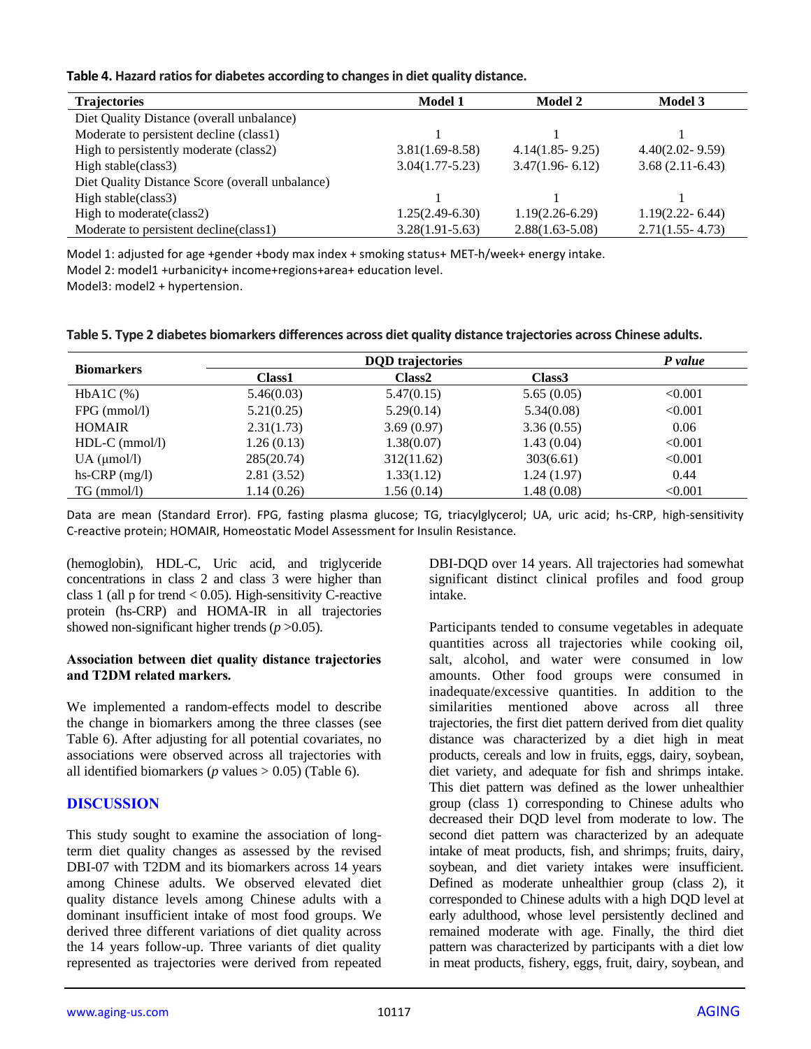**Table 4. Hazard ratios for diabetes according to changes in diet quality distance.**

| Trajectories | Model 1 | Model 2 | Model 3 |
|---|---|---|---|
| Diet Quality Distance (overall unbalance) | | | |
| Moderate to persistent decline (class1) | 1 | 1 | 1 |
| High to persistently moderate (class2) | 3.81(1.69-8.58) | 4.14(1.85- 9.25) | 4.40(2.02- 9.59) |
| High stable(class3) | 3.04(1.77-5.23) | 3.47(1.96- 6.12) | 3.68 (2.11-6.43) |
| Diet Quality Distance Score (overall unbalance) | | | |
| High stable(class3) | 1 | 1 | 1 |
| High to moderate(class2) | 1.25(2.49-6.30) | 1.19(2.26-6.29) | 1.19(2.22- 6.44) |
| Moderate to persistent decline(class1) | 3.28(1.91-5.63) | 2.88(1.63-5.08) | 2.71(1.55- 4.73) |

Model 1: adjusted for age +gender +body max index + smoking status+ MET-h/week+ energy intake.
Model 2: model1 +urbanicity+ income+regions+area+ education level.
Model3: model2 + hypertension.

**Table 5. Type 2 diabetes biomarkers differences across diet quality distance trajectories across Chinese adults.**

| Biomarkers | DQD trajectories | | | *P value* |
|---|---|---|---|---|
| | Class1 | Class2 | Class3 | |
| HbA1C (%) | 5.46(0.03) | 5.47(0.15) | 5.65 (0.05) | <0.001 |
| FPG (mmol/l) | 5.21(0.25) | 5.29(0.14) | 5.34(0.08) | <0.001 |
| HOMAIR | 2.31(1.73) | 3.69 (0.97) | 3.36 (0.55) | 0.06 |
| HDL-C (mmol/l) | 1.26 (0.13) | 1.38(0.07) | 1.43 (0.04) | <0.001 |
| UA (μmol/l) | 285(20.74) | 312(11.62) | 303(6.61) | <0.001 |
| hs-CRP (mg/l) | 2.81 (3.52) | 1.33(1.12) | 1.24 (1.97) | 0.44 |
| TG (mmol/l) | 1.14 (0.26) | 1.56 (0.14) | 1.48 (0.08) | <0.001 |

Data are mean (Standard Error). FPG, fasting plasma glucose; TG, triacylglycerol; UA, uric acid; hs-CRP, high-sensitivity C-reactive protein; HOMAIR, Homeostatic Model Assessment for Insulin Resistance.

(hemoglobin), HDL-C, Uric acid, and triglyceride concentrations in class 2 and class 3 were higher than class 1 (all p for trend $< 0.05$). High-sensitivity C-reactive protein (hs-CRP) and HOMA-IR in all trajectories showed non-significant higher trends ($p > 0.05$).

**Association between diet quality distance trajectories and T2DM related markers.**

We implemented a random-effects model to describe the change in biomarkers among the three classes (see Table 6). After adjusting for all potential covariates, no associations were observed across all trajectories with all identified biomarkers ($p$ values $> 0.05$) (Table 6).

## DISCUSSION

This study sought to examine the association of long-term diet quality changes as assessed by the revised DBI-07 with T2DM and its biomarkers across 14 years among Chinese adults. We observed elevated diet quality distance levels among Chinese adults with a dominant insufficient intake of most food groups. We derived three different variations of diet quality across the 14 years follow-up. Three variants of diet quality represented as trajectories were derived from repeated DBI-DQD over 14 years. All trajectories had somewhat significant distinct clinical profiles and food group intake.

Participants tended to consume vegetables in adequate quantities across all trajectories while cooking oil, salt, alcohol, and water were consumed in low amounts. Other food groups were consumed in inadequate/excessive quantities. In addition to the similarities mentioned above across all three trajectories, the first diet pattern derived from diet quality distance was characterized by a diet high in meat products, cereals and low in fruits, eggs, dairy, soybean, diet variety, and adequate for fish and shrimps intake. This diet pattern was defined as the lower unhealthier group (class 1) corresponding to Chinese adults who decreased their DQD level from moderate to low. The second diet pattern was characterized by an adequate intake of meat products, fish, and shrimps; fruits, dairy, soybean, and diet variety intakes were insufficient. Defined as moderate unhealthier group (class 2), it corresponded to Chinese adults with a high DQD level at early adulthood, whose level persistently declined and remained moderate with age. Finally, the third diet pattern was characterized by participants with a diet low in meat products, fishery, eggs, fruit, dairy, soybean, and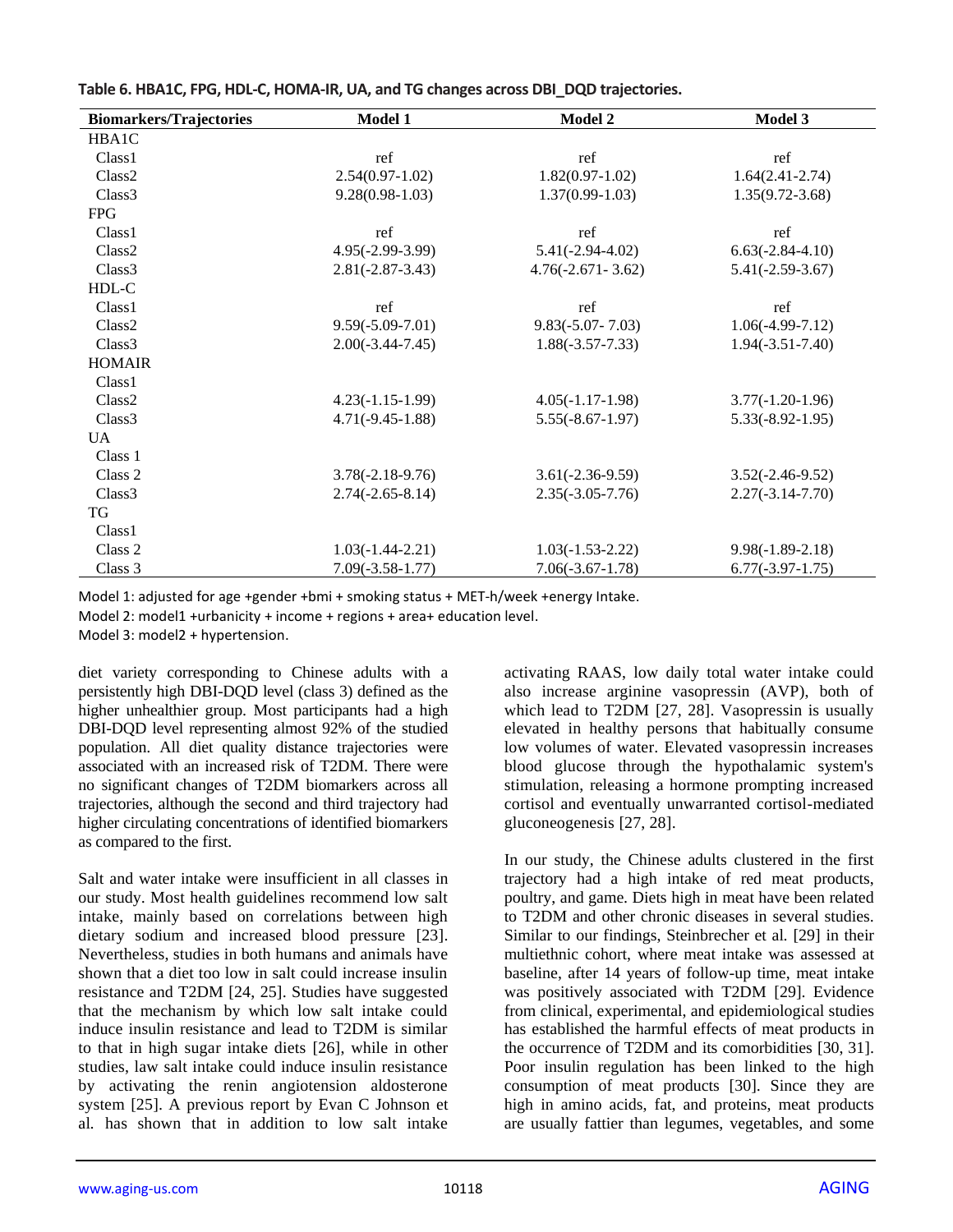**Table 6. HBA1C, FPG, HDL-C, HOMA-IR, UA, and TG changes across DBI_DQD trajectories.**

| Biomarkers/Trajectories | Model 1 | Model 2 | Model 3 |
|---|---|---|---|
| HBA1C | | | |
| Class1 | ref | ref | ref |
| Class2 | 2.54(0.97-1.02) | 1.82(0.97-1.02) | 1.64(2.41-2.74) |
| Class3 | 9.28(0.98-1.03) | 1.37(0.99-1.03) | 1.35(9.72-3.68) |
| FPG | | | |
| Class1 | ref | ref | ref |
| Class2 | 4.95(-2.99-3.99) | 5.41(-2.94-4.02) | 6.63(-2.84-4.10) |
| Class3 | 2.81(-2.87-3.43) | 4.76(-2.671- 3.62) | 5.41(-2.59-3.67) |
| HDL-C | | | |
| Class1 | ref | ref | ref |
| Class2 | 9.59(-5.09-7.01) | 9.83(-5.07- 7.03) | 1.06(-4.99-7.12) |
| Class3 | 2.00(-3.44-7.45) | 1.88(-3.57-7.33) | 1.94(-3.51-7.40) |
| HOMAIR | | | |
| Class1 | | | |
| Class2 | 4.23(-1.15-1.99) | 4.05(-1.17-1.98) | 3.77(-1.20-1.96) |
| Class3 | 4.71(-9.45-1.88) | 5.55(-8.67-1.97) | 5.33(-8.92-1.95) |
| UA | | | |
| Class 1 | | | |
| Class 2 | 3.78(-2.18-9.76) | 3.61(-2.36-9.59) | 3.52(-2.46-9.52) |
| Class3 | 2.74(-2.65-8.14) | 2.35(-3.05-7.76) | 2.27(-3.14-7.70) |
| TG | | | |
| Class1 | | | |
| Class 2 | 1.03(-1.44-2.21) | 1.03(-1.53-2.22) | 9.98(-1.89-2.18) |
| Class 3 | 7.09(-3.58-1.77) | 7.06(-3.67-1.78) | 6.77(-3.97-1.75) |

Model 1: adjusted for age +gender +bmi + smoking status + MET-h/week +energy Intake.
Model 2: model1 +urbanicity + income + regions + area+ education level.
Model 3: model2 + hypertension.

diet variety corresponding to Chinese adults with a persistently high DBI-DQD level (class 3) defined as the higher unhealthier group. Most participants had a high DBI-DQD level representing almost 92% of the studied population. All diet quality distance trajectories were associated with an increased risk of T2DM. There were no significant changes of T2DM biomarkers across all trajectories, although the second and third trajectory had higher circulating concentrations of identified biomarkers as compared to the first.

Salt and water intake were insufficient in all classes in our study. Most health guidelines recommend low salt intake, mainly based on correlations between high dietary sodium and increased blood pressure [23]. Nevertheless, studies in both humans and animals have shown that a diet too low in salt could increase insulin resistance and T2DM [24, 25]. Studies have suggested that the mechanism by which low salt intake could induce insulin resistance and lead to T2DM is similar to that in high sugar intake diets [26], while in other studies, law salt intake could induce insulin resistance by activating the renin angiotension aldosterone system [25]. A previous report by Evan C Johnson et al. has shown that in addition to low salt intake activating RAAS, low daily total water intake could also increase arginine vasopressin (AVP), both of which lead to T2DM [27, 28]. Vasopressin is usually elevated in healthy persons that habitually consume low volumes of water. Elevated vasopressin increases blood glucose through the hypothalamic system's stimulation, releasing a hormone prompting increased cortisol and eventually unwarranted cortisol-mediated gluconeogenesis [27, 28].

In our study, the Chinese adults clustered in the first trajectory had a high intake of red meat products, poultry, and game. Diets high in meat have been related to T2DM and other chronic diseases in several studies. Similar to our findings, Steinbrecher et al. [29] in their multiethnic cohort, where meat intake was assessed at baseline, after 14 years of follow-up time, meat intake was positively associated with T2DM [29]. Evidence from clinical, experimental, and epidemiological studies has established the harmful effects of meat products in the occurrence of T2DM and its comorbidities [30, 31]. Poor insulin regulation has been linked to the high consumption of meat products [30]. Since they are high in amino acids, fat, and proteins, meat products are usually fattier than legumes, vegetables, and some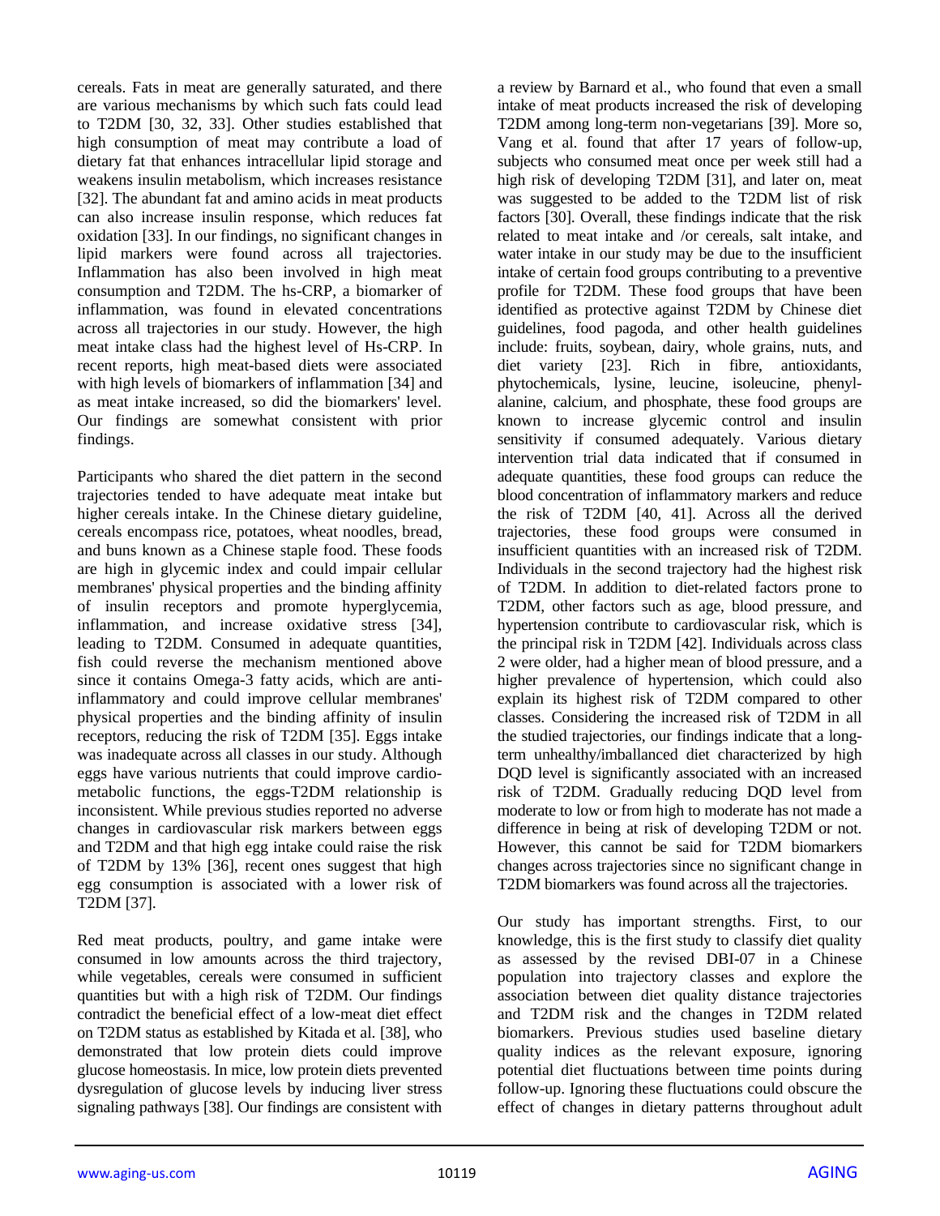cereals. Fats in meat are generally saturated, and there are various mechanisms by which such fats could lead to T2DM [30, 32, 33]. Other studies established that high consumption of meat may contribute a load of dietary fat that enhances intracellular lipid storage and weakens insulin metabolism, which increases resistance [32]. The abundant fat and amino acids in meat products can also increase insulin response, which reduces fat oxidation [33]. In our findings, no significant changes in lipid markers were found across all trajectories. Inflammation has also been involved in high meat consumption and T2DM. The hs-CRP, a biomarker of inflammation, was found in elevated concentrations across all trajectories in our study. However, the high meat intake class had the highest level of Hs-CRP. In recent reports, high meat-based diets were associated with high levels of biomarkers of inflammation [34] and as meat intake increased, so did the biomarkers' level. Our findings are somewhat consistent with prior findings.

Participants who shared the diet pattern in the second trajectories tended to have adequate meat intake but higher cereals intake. In the Chinese dietary guideline, cereals encompass rice, potatoes, wheat noodles, bread, and buns known as a Chinese staple food. These foods are high in glycemic index and could impair cellular membranes' physical properties and the binding affinity of insulin receptors and promote hyperglycemia, inflammation, and increase oxidative stress [34], leading to T2DM. Consumed in adequate quantities, fish could reverse the mechanism mentioned above since it contains Omega-3 fatty acids, which are anti-inflammatory and could improve cellular membranes' physical properties and the binding affinity of insulin receptors, reducing the risk of T2DM [35]. Eggs intake was inadequate across all classes in our study. Although eggs have various nutrients that could improve cardio-metabolic functions, the eggs-T2DM relationship is inconsistent. While previous studies reported no adverse changes in cardiovascular risk markers between eggs and T2DM and that high egg intake could raise the risk of T2DM by 13% [36], recent ones suggest that high egg consumption is associated with a lower risk of T2DM [37].

Red meat products, poultry, and game intake were consumed in low amounts across the third trajectory, while vegetables, cereals were consumed in sufficient quantities but with a high risk of T2DM. Our findings contradict the beneficial effect of a low-meat diet effect on T2DM status as established by Kitada et al. [38], who demonstrated that low protein diets could improve glucose homeostasis. In mice, low protein diets prevented dysregulation of glucose levels by inducing liver stress signaling pathways [38]. Our findings are consistent with a review by Barnard et al., who found that even a small intake of meat products increased the risk of developing T2DM among long-term non-vegetarians [39]. More so, Vang et al. found that after 17 years of follow-up, subjects who consumed meat once per week still had a high risk of developing T2DM [31], and later on, meat was suggested to be added to the T2DM list of risk factors [30]. Overall, these findings indicate that the risk related to meat intake and /or cereals, salt intake, and water intake in our study may be due to the insufficient intake of certain food groups contributing to a preventive profile for T2DM. These food groups that have been identified as protective against T2DM by Chinese diet guidelines, food pagoda, and other health guidelines include: fruits, soybean, dairy, whole grains, nuts, and diet variety [23]. Rich in fibre, antioxidants, phytochemicals, lysine, leucine, isoleucine, phenyl-alanine, calcium, and phosphate, these food groups are known to increase glycemic control and insulin sensitivity if consumed adequately. Various dietary intervention trial data indicated that if consumed in adequate quantities, these food groups can reduce the blood concentration of inflammatory markers and reduce the risk of T2DM [40, 41]. Across all the derived trajectories, these food groups were consumed in insufficient quantities with an increased risk of T2DM. Individuals in the second trajectory had the highest risk of T2DM. In addition to diet-related factors prone to T2DM, other factors such as age, blood pressure, and hypertension contribute to cardiovascular risk, which is the principal risk in T2DM [42]. Individuals across class 2 were older, had a higher mean of blood pressure, and a higher prevalence of hypertension, which could also explain its highest risk of T2DM compared to other classes. Considering the increased risk of T2DM in all the studied trajectories, our findings indicate that a long-term unhealthy/imballanced diet characterized by high DQD level is significantly associated with an increased risk of T2DM. Gradually reducing DQD level from moderate to low or from high to moderate has not made a difference in being at risk of developing T2DM or not. However, this cannot be said for T2DM biomarkers changes across trajectories since no significant change in T2DM biomarkers was found across all the trajectories.

Our study has important strengths. First, to our knowledge, this is the first study to classify diet quality as assessed by the revised DBI-07 in a Chinese population into trajectory classes and explore the association between diet quality distance trajectories and T2DM risk and the changes in T2DM related biomarkers. Previous studies used baseline dietary quality indices as the relevant exposure, ignoring potential diet fluctuations between time points during follow-up. Ignoring these fluctuations could obscure the effect of changes in dietary patterns throughout adult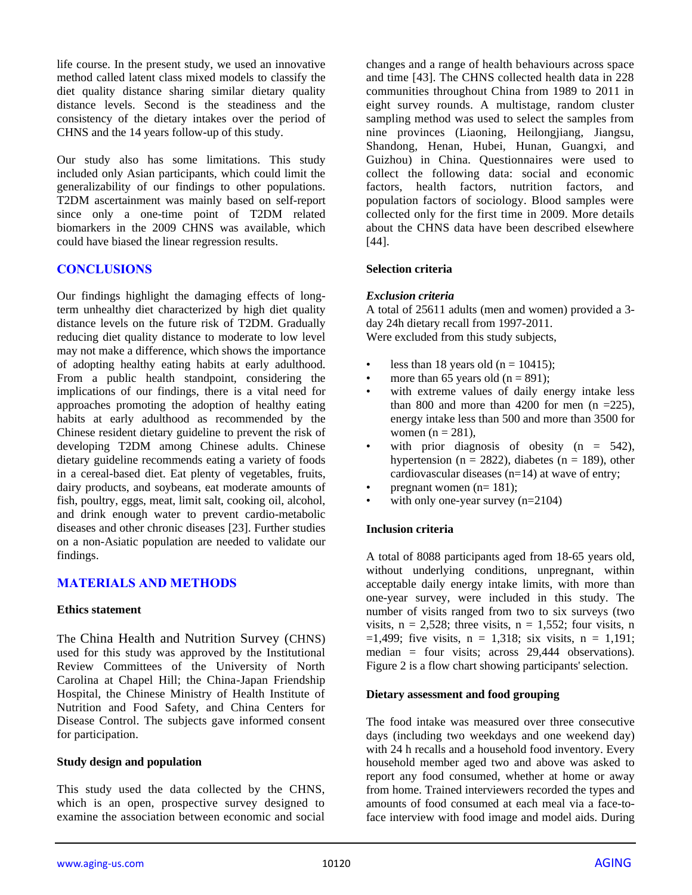life course. In the present study, we used an innovative method called latent class mixed models to classify the diet quality distance sharing similar dietary quality distance levels. Second is the steadiness and the consistency of the dietary intakes over the period of CHNS and the 14 years follow-up of this study.

Our study also has some limitations. This study included only Asian participants, which could limit the generalizability of our findings to other populations. T2DM ascertainment was mainly based on self-report since only a one-time point of T2DM related biomarkers in the 2009 CHNS was available, which could have biased the linear regression results.

## CONCLUSIONS

Our findings highlight the damaging effects of long-term unhealthy diet characterized by high diet quality distance levels on the future risk of T2DM. Gradually reducing diet quality distance to moderate to low level may not make a difference, which shows the importance of adopting healthy eating habits at early adulthood. From a public health standpoint, considering the implications of our findings, there is a vital need for approaches promoting the adoption of healthy eating habits at early adulthood as recommended by the Chinese resident dietary guideline to prevent the risk of developing T2DM among Chinese adults. Chinese dietary guideline recommends eating a variety of foods in a cereal-based diet. Eat plenty of vegetables, fruits, dairy products, and soybeans, eat moderate amounts of fish, poultry, eggs, meat, limit salt, cooking oil, alcohol, and drink enough water to prevent cardio-metabolic diseases and other chronic diseases [23]. Further studies on a non-Asiatic population are needed to validate our findings.

## MATERIALS AND METHODS

### Ethics statement

The China Health and Nutrition Survey (CHNS) used for this study was approved by the Institutional Review Committees of the University of North Carolina at Chapel Hill; the China-Japan Friendship Hospital, the Chinese Ministry of Health Institute of Nutrition and Food Safety, and China Centers for Disease Control. The subjects gave informed consent for participation.

### Study design and population

This study used the data collected by the CHNS, which is an open, prospective survey designed to examine the association between economic and social changes and a range of health behaviours across space and time [43]. The CHNS collected health data in 228 communities throughout China from 1989 to 2011 in eight survey rounds. A multistage, random cluster sampling method was used to select the samples from nine provinces (Liaoning, Heilongjiang, Jiangsu, Shandong, Henan, Hubei, Hunan, Guangxi, and Guizhou) in China. Questionnaires were used to collect the following data: social and economic factors, health factors, nutrition factors, and population factors of sociology. Blood samples were collected only for the first time in 2009. More details about the CHNS data have been described elsewhere [44].

### Selection criteria

#### *Exclusion criteria*

A total of 25611 adults (men and women) provided a 3-day 24h dietary recall from 1997-2011.
Were excluded from this study subjects,

- less than 18 years old (n = 10415);
- more than 65 years old (n = 891);
- with extreme values of daily energy intake less than 800 and more than 4200 for men (n =225), energy intake less than 500 and more than 3500 for women (n = 281),
- with prior diagnosis of obesity (n = 542), hypertension (n = 2822), diabetes (n = 189), other cardiovascular diseases (n=14) at wave of entry;
- pregnant women (n= 181);
- with only one-year survey (n=2104)

#### Inclusion criteria

A total of 8088 participants aged from 18-65 years old, without underlying conditions, unpregnant, within acceptable daily energy intake limits, with more than one-year survey, were included in this study. The number of visits ranged from two to six surveys (two visits, n = 2,528; three visits, n = 1,552; four visits, n =1,499; five visits, n = 1,318; six visits, n = 1,191; median = four visits; across 29,444 observations). Figure 2 is a flow chart showing participants' selection.

### Dietary assessment and food grouping

The food intake was measured over three consecutive days (including two weekdays and one weekend day) with 24 h recalls and a household food inventory. Every household member aged two and above was asked to report any food consumed, whether at home or away from home. Trained interviewers recorded the types and amounts of food consumed at each meal via a face-to-face interview with food image and model aids. During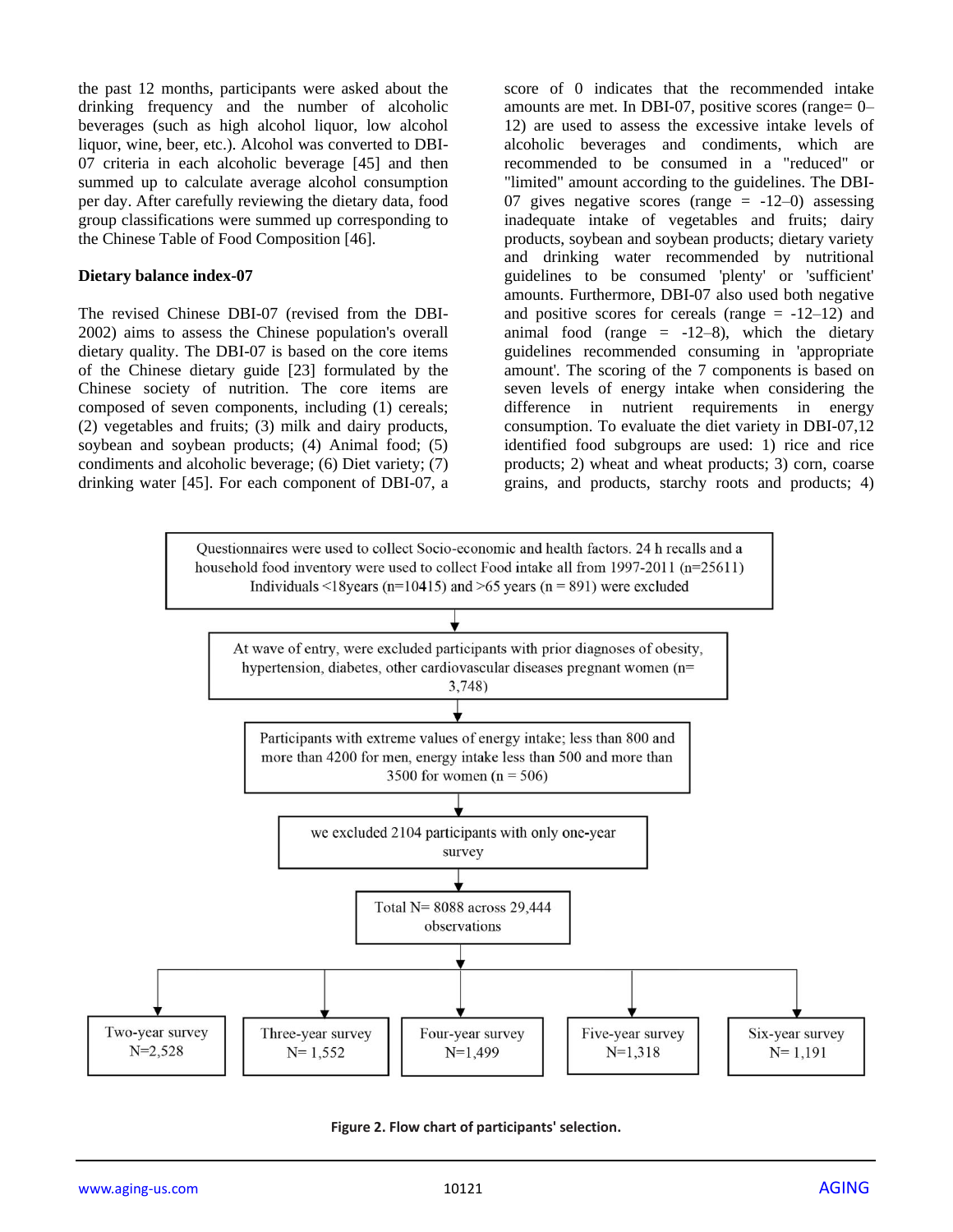the past 12 months, participants were asked about the drinking frequency and the number of alcoholic beverages (such as high alcohol liquor, low alcohol liquor, wine, beer, etc.). Alcohol was converted to DBI-07 criteria in each alcoholic beverage [45] and then summed up to calculate average alcohol consumption per day. After carefully reviewing the dietary data, food group classifications were summed up corresponding to the Chinese Table of Food Composition [46].

**Dietary balance index-07**

The revised Chinese DBI-07 (revised from the DBI-2002) aims to assess the Chinese population's overall dietary quality. The DBI-07 is based on the core items of the Chinese dietary guide [23] formulated by the Chinese society of nutrition. The core items are composed of seven components, including (1) cereals; (2) vegetables and fruits; (3) milk and dairy products, soybean and soybean products; (4) Animal food; (5) condiments and alcoholic beverage; (6) Diet variety; (7) drinking water [45]. For each component of DBI-07, a score of 0 indicates that the recommended intake amounts are met. In DBI-07, positive scores (range= 0–12) are used to assess the excessive intake levels of alcoholic beverages and condiments, which are recommended to be consumed in a "reduced" or "limited" amount according to the guidelines. The DBI-07 gives negative scores (range = -12–0) assessing inadequate intake of vegetables and fruits; dairy products, soybean and soybean products; dietary variety and drinking water recommended by nutritional guidelines to be consumed 'plenty' or 'sufficient' amounts. Furthermore, DBI-07 also used both negative and positive scores for cereals (range = -12–12) and animal food (range = -12–8), which the dietary guidelines recommended consuming in 'appropriate amount'. The scoring of the 7 components is based on seven levels of energy intake when considering the difference in nutrient requirements in energy consumption. To evaluate the diet variety in DBI-07,12 identified food subgroups are used: 1) rice and rice products; 2) wheat and wheat products; 3) corn, coarse grains, and products, starchy roots and products; 4)

Questionnaires were used to collect Socio-economic and health factors. 24 h recalls and a household food inventory were used to collect Food intake all from 1997-2011 (n=25611) Individuals <18years (n=10415) and >65 years (n = 891) were excluded

↓

At wave of entry, were excluded participants with prior diagnoses of obesity, hypertension, diabetes, other cardiovascular diseases pregnant women (n= 3,748)

↓

Participants with extreme values of energy intake; less than 800 and more than 4200 for men, energy intake less than 500 and more than 3500 for women (n = 506)

↓

we excluded 2104 participants with only one-year survey

↓

Total N= 8088 across 29,444 observations

↓

| Two-year survey | Three-year survey | Four-year survey | Five-year survey | Six-year survey |
|---|---|---|---|---|
| N=2,528 | N= 1,552 | N=1,499 | N=1,318 | N= 1,191 |

**Figure 2. Flow chart of participants' selection.**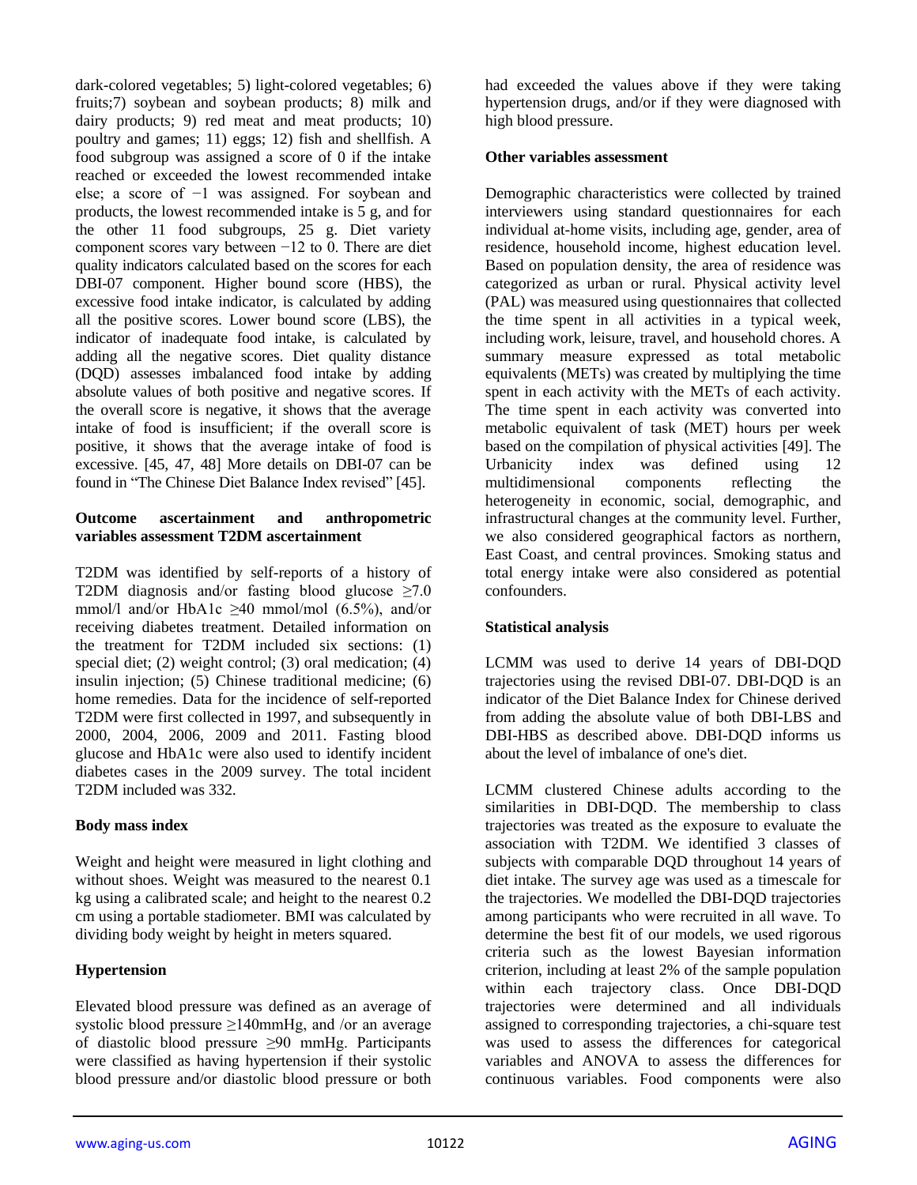dark-colored vegetables; 5) light-colored vegetables; 6) fruits;7) soybean and soybean products; 8) milk and dairy products; 9) red meat and meat products; 10) poultry and games; 11) eggs; 12) fish and shellfish. A food subgroup was assigned a score of 0 if the intake reached or exceeded the lowest recommended intake else; a score of −1 was assigned. For soybean and products, the lowest recommended intake is 5 g, and for the other 11 food subgroups, 25 g. Diet variety component scores vary between −12 to 0. There are diet quality indicators calculated based on the scores for each DBI-07 component. Higher bound score (HBS), the excessive food intake indicator, is calculated by adding all the positive scores. Lower bound score (LBS), the indicator of inadequate food intake, is calculated by adding all the negative scores. Diet quality distance (DQD) assesses imbalanced food intake by adding absolute values of both positive and negative scores. If the overall score is negative, it shows that the average intake of food is insufficient; if the overall score is positive, it shows that the average intake of food is excessive. [45, 47, 48] More details on DBI-07 can be found in "The Chinese Diet Balance Index revised" [45].

**Outcome ascertainment and anthropometric variables assessment T2DM ascertainment**

T2DM was identified by self-reports of a history of T2DM diagnosis and/or fasting blood glucose ≥7.0 mmol/l and/or HbA1c ≥40 mmol/mol (6.5%), and/or receiving diabetes treatment. Detailed information on the treatment for T2DM included six sections: (1) special diet; (2) weight control; (3) oral medication; (4) insulin injection; (5) Chinese traditional medicine; (6) home remedies. Data for the incidence of self-reported T2DM were first collected in 1997, and subsequently in 2000, 2004, 2006, 2009 and 2011. Fasting blood glucose and HbA1c were also used to identify incident diabetes cases in the 2009 survey. The total incident T2DM included was 332.

**Body mass index**

Weight and height were measured in light clothing and without shoes. Weight was measured to the nearest 0.1 kg using a calibrated scale; and height to the nearest 0.2 cm using a portable stadiometer. BMI was calculated by dividing body weight by height in meters squared.

**Hypertension**

Elevated blood pressure was defined as an average of systolic blood pressure ≥140mmHg, and /or an average of diastolic blood pressure ≥90 mmHg. Participants were classified as having hypertension if their systolic blood pressure and/or diastolic blood pressure or both had exceeded the values above if they were taking hypertension drugs, and/or if they were diagnosed with high blood pressure.

**Other variables assessment**

Demographic characteristics were collected by trained interviewers using standard questionnaires for each individual at-home visits, including age, gender, area of residence, household income, highest education level. Based on population density, the area of residence was categorized as urban or rural. Physical activity level (PAL) was measured using questionnaires that collected the time spent in all activities in a typical week, including work, leisure, travel, and household chores. A summary measure expressed as total metabolic equivalents (METs) was created by multiplying the time spent in each activity with the METs of each activity. The time spent in each activity was converted into metabolic equivalent of task (MET) hours per week based on the compilation of physical activities [49]. The Urbanicity index was defined using 12 multidimensional components reflecting the heterogeneity in economic, social, demographic, and infrastructural changes at the community level. Further, we also considered geographical factors as northern, East Coast, and central provinces. Smoking status and total energy intake were also considered as potential confounders.

**Statistical analysis**

LCMM was used to derive 14 years of DBI-DQD trajectories using the revised DBI-07. DBI-DQD is an indicator of the Diet Balance Index for Chinese derived from adding the absolute value of both DBI-LBS and DBI-HBS as described above. DBI-DQD informs us about the level of imbalance of one's diet.

LCMM clustered Chinese adults according to the similarities in DBI-DQD. The membership to class trajectories was treated as the exposure to evaluate the association with T2DM. We identified 3 classes of subjects with comparable DQD throughout 14 years of diet intake. The survey age was used as a timescale for the trajectories. We modelled the DBI-DQD trajectories among participants who were recruited in all wave. To determine the best fit of our models, we used rigorous criteria such as the lowest Bayesian information criterion, including at least 2% of the sample population within each trajectory class. Once DBI-DQD trajectories were determined and all individuals assigned to corresponding trajectories, a chi-square test was used to assess the differences for categorical variables and ANOVA to assess the differences for continuous variables. Food components were also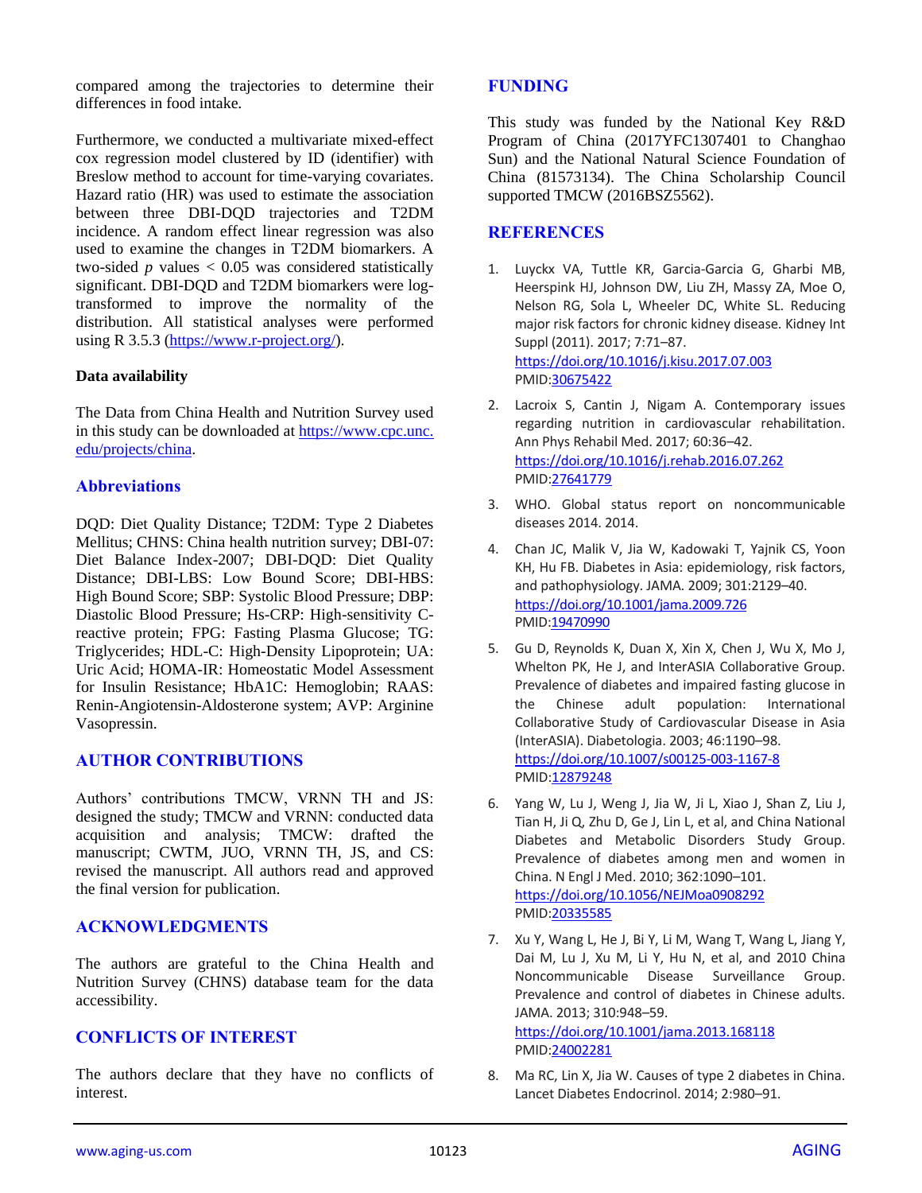compared among the trajectories to determine their differences in food intake.

Furthermore, we conducted a multivariate mixed-effect cox regression model clustered by ID (identifier) with Breslow method to account for time-varying covariates. Hazard ratio (HR) was used to estimate the association between three DBI-DQD trajectories and T2DM incidence. A random effect linear regression was also used to examine the changes in T2DM biomarkers. A two-sided $p$ values $< 0.05$ was considered statistically significant. DBI-DQD and T2DM biomarkers were log-transformed to improve the normality of the distribution. All statistical analyses were performed using R 3.5.3 (https://www.r-project.org/).

**Data availability**

The Data from China Health and Nutrition Survey used in this study can be downloaded at https://www.cpc.unc.edu/projects/china.

## Abbreviations

DQD: Diet Quality Distance; T2DM: Type 2 Diabetes Mellitus; CHNS: China health nutrition survey; DBI-07: Diet Balance Index-2007; DBI-DQD: Diet Quality Distance; DBI-LBS: Low Bound Score; DBI-HBS: High Bound Score; SBP: Systolic Blood Pressure; DBP: Diastolic Blood Pressure; Hs-CRP: High-sensitivity C-reactive protein; FPG: Fasting Plasma Glucose; TG: Triglycerides; HDL-C: High-Density Lipoprotein; UA: Uric Acid; HOMA-IR: Homeostatic Model Assessment for Insulin Resistance; HbA1C: Hemoglobin; RAAS: Renin-Angiotensin-Aldosterone system; AVP: Arginine Vasopressin.

## AUTHOR CONTRIBUTIONS

Authors' contributions TMCW, VRNN TH and JS: designed the study; TMCW and VRNN: conducted data acquisition and analysis; TMCW: drafted the manuscript; CWTM, JUO, VRNN TH, JS, and CS: revised the manuscript. All authors read and approved the final version for publication.

## ACKNOWLEDGMENTS

The authors are grateful to the China Health and Nutrition Survey (CHNS) database team for the data accessibility.

## CONFLICTS OF INTEREST

The authors declare that they have no conflicts of interest.

## FUNDING

This study was funded by the National Key R&D Program of China (2017YFC1307401 to Changhao Sun) and the National Natural Science Foundation of China (81573134). The China Scholarship Council supported TMCW (2016BSZ5562).

## REFERENCES

1. Luyckx VA, Tuttle KR, Garcia-Garcia G, Gharbi MB, Heerspink HJ, Johnson DW, Liu ZH, Massy ZA, Moe O, Nelson RG, Sola L, Wheeler DC, White SL. Reducing major risk factors for chronic kidney disease. Kidney Int Suppl (2011). 2017; 7:71–87. https://doi.org/10.1016/j.kisu.2017.07.003 PMID:30675422

2. Lacroix S, Cantin J, Nigam A. Contemporary issues regarding nutrition in cardiovascular rehabilitation. Ann Phys Rehabil Med. 2017; 60:36–42. https://doi.org/10.1016/j.rehab.2016.07.262 PMID:27641779

3. WHO. Global status report on noncommunicable diseases 2014. 2014.

4. Chan JC, Malik V, Jia W, Kadowaki T, Yajnik CS, Yoon KH, Hu FB. Diabetes in Asia: epidemiology, risk factors, and pathophysiology. JAMA. 2009; 301:2129–40. https://doi.org/10.1001/jama.2009.726 PMID:19470990

5. Gu D, Reynolds K, Duan X, Xin X, Chen J, Wu X, Mo J, Whelton PK, He J, and InterASIA Collaborative Group. Prevalence of diabetes and impaired fasting glucose in the Chinese adult population: International Collaborative Study of Cardiovascular Disease in Asia (InterASIA). Diabetologia. 2003; 46:1190–98. https://doi.org/10.1007/s00125-003-1167-8 PMID:12879248

6. Yang W, Lu J, Weng J, Jia W, Ji L, Xiao J, Shan Z, Liu J, Tian H, Ji Q, Zhu D, Ge J, Lin L, et al, and China National Diabetes and Metabolic Disorders Study Group. Prevalence of diabetes among men and women in China. N Engl J Med. 2010; 362:1090–101. https://doi.org/10.1056/NEJMoa0908292 PMID:20335585

7. Xu Y, Wang L, He J, Bi Y, Li M, Wang T, Wang L, Jiang Y, Dai M, Lu J, Xu M, Li Y, Hu N, et al, and 2010 China Noncommunicable Disease Surveillance Group. Prevalence and control of diabetes in Chinese adults. JAMA. 2013; 310:948–59. https://doi.org/10.1001/jama.2013.168118 PMID:24002281

8. Ma RC, Lin X, Jia W. Causes of type 2 diabetes in China. Lancet Diabetes Endocrinol. 2014; 2:980–91.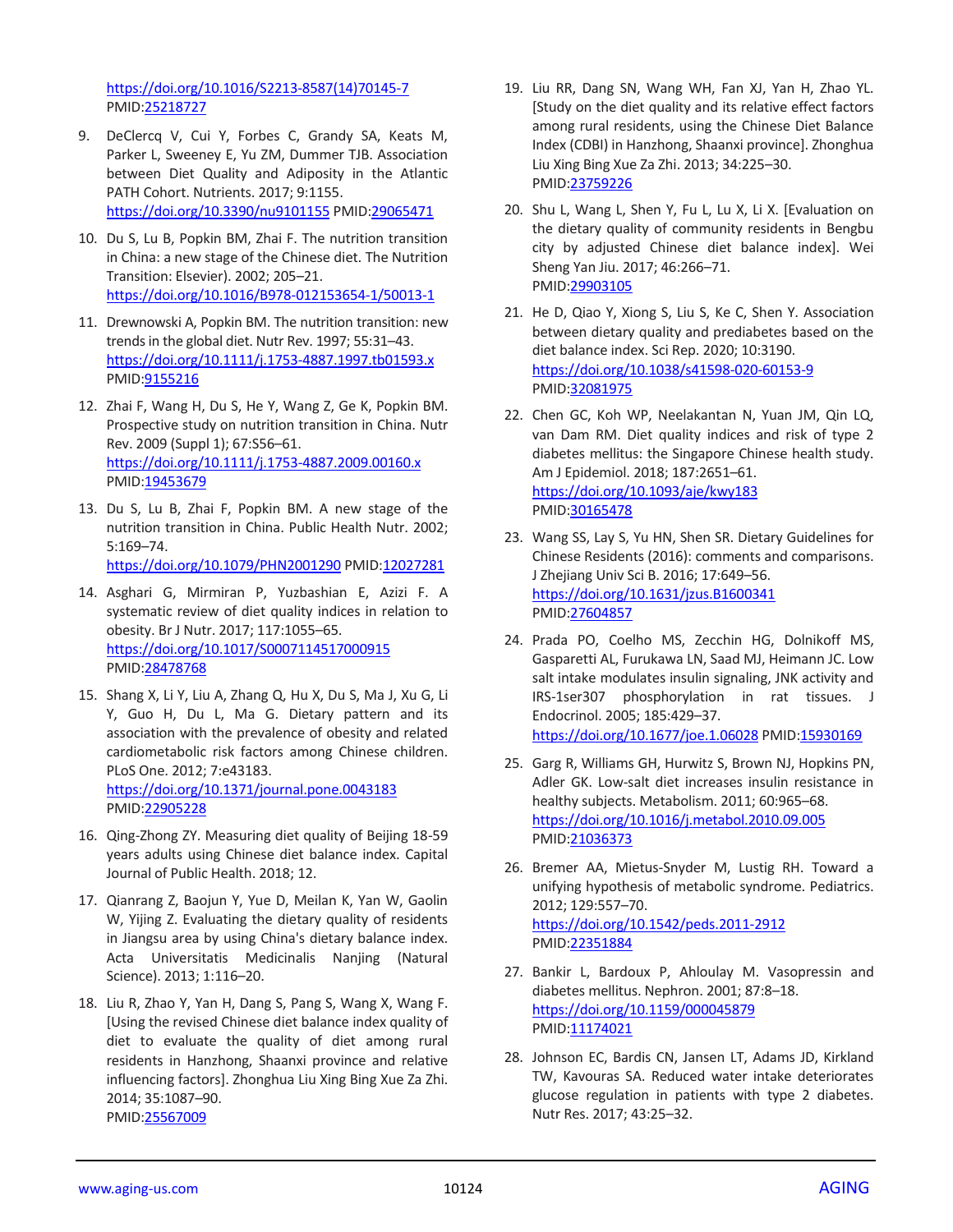https://doi.org/10.1016/S2213-8587(14)70145-7 PMID:25218727

9. DeClercq V, Cui Y, Forbes C, Grandy SA, Keats M, Parker L, Sweeney E, Yu ZM, Dummer TJB. Association between Diet Quality and Adiposity in the Atlantic PATH Cohort. Nutrients. 2017; 9:1155. https://doi.org/10.3390/nu9101155 PMID:29065471

10. Du S, Lu B, Popkin BM, Zhai F. The nutrition transition in China: a new stage of the Chinese diet. The Nutrition Transition: Elsevier). 2002; 205–21. https://doi.org/10.1016/B978-012153654-1/50013-1

11. Drewnowski A, Popkin BM. The nutrition transition: new trends in the global diet. Nutr Rev. 1997; 55:31–43. https://doi.org/10.1111/j.1753-4887.1997.tb01593.x PMID:9155216

12. Zhai F, Wang H, Du S, He Y, Wang Z, Ge K, Popkin BM. Prospective study on nutrition transition in China. Nutr Rev. 2009 (Suppl 1); 67:S56–61. https://doi.org/10.1111/j.1753-4887.2009.00160.x PMID:19453679

13. Du S, Lu B, Zhai F, Popkin BM. A new stage of the nutrition transition in China. Public Health Nutr. 2002; 5:169–74. https://doi.org/10.1079/PHN2001290 PMID:12027281

14. Asghari G, Mirmiran P, Yuzbashian E, Azizi F. A systematic review of diet quality indices in relation to obesity. Br J Nutr. 2017; 117:1055–65. https://doi.org/10.1017/S0007114517000915 PMID:28478768

15. Shang X, Li Y, Liu A, Zhang Q, Hu X, Du S, Ma J, Xu G, Li Y, Guo H, Du L, Ma G. Dietary pattern and its association with the prevalence of obesity and related cardiometabolic risk factors among Chinese children. PLoS One. 2012; 7:e43183. https://doi.org/10.1371/journal.pone.0043183 PMID:22905228

16. Qing-Zhong ZY. Measuring diet quality of Beijing 18-59 years adults using Chinese diet balance index. Capital Journal of Public Health. 2018; 12.

17. Qianrang Z, Baojun Y, Yue D, Meilan K, Yan W, Gaolin W, Yijing Z. Evaluating the dietary quality of residents in Jiangsu area by using China's dietary balance index. Acta Universitatis Medicinalis Nanjing (Natural Science). 2013; 1:116–20.

18. Liu R, Zhao Y, Yan H, Dang S, Pang S, Wang X, Wang F. [Using the revised Chinese diet balance index quality of diet to evaluate the quality of diet among rural residents in Hanzhong, Shaanxi province and relative influencing factors]. Zhonghua Liu Xing Bing Xue Za Zhi. 2014; 35:1087–90. PMID:25567009

19. Liu RR, Dang SN, Wang WH, Fan XJ, Yan H, Zhao YL. [Study on the diet quality and its relative effect factors among rural residents, using the Chinese Diet Balance Index (CDBI) in Hanzhong, Shaanxi province]. Zhonghua Liu Xing Bing Xue Za Zhi. 2013; 34:225–30. PMID:23759226

20. Shu L, Wang L, Shen Y, Fu L, Lu X, Li X. [Evaluation on the dietary quality of community residents in Bengbu city by adjusted Chinese diet balance index]. Wei Sheng Yan Jiu. 2017; 46:266–71. PMID:29903105

21. He D, Qiao Y, Xiong S, Liu S, Ke C, Shen Y. Association between dietary quality and prediabetes based on the diet balance index. Sci Rep. 2020; 10:3190. https://doi.org/10.1038/s41598-020-60153-9 PMID:32081975

22. Chen GC, Koh WP, Neelakantan N, Yuan JM, Qin LQ, van Dam RM. Diet quality indices and risk of type 2 diabetes mellitus: the Singapore Chinese health study. Am J Epidemiol. 2018; 187:2651–61. https://doi.org/10.1093/aje/kwy183 PMID:30165478

23. Wang SS, Lay S, Yu HN, Shen SR. Dietary Guidelines for Chinese Residents (2016): comments and comparisons. J Zhejiang Univ Sci B. 2016; 17:649–56. https://doi.org/10.1631/jzus.B1600341 PMID:27604857

24. Prada PO, Coelho MS, Zecchin HG, Dolnikoff MS, Gasparetti AL, Furukawa LN, Saad MJ, Heimann JC. Low salt intake modulates insulin signaling, JNK activity and IRS-1ser307 phosphorylation in rat tissues. J Endocrinol. 2005; 185:429–37. https://doi.org/10.1677/joe.1.06028 PMID:15930169

25. Garg R, Williams GH, Hurwitz S, Brown NJ, Hopkins PN, Adler GK. Low-salt diet increases insulin resistance in healthy subjects. Metabolism. 2011; 60:965–68. https://doi.org/10.1016/j.metabol.2010.09.005 PMID:21036373

26. Bremer AA, Mietus-Snyder M, Lustig RH. Toward a unifying hypothesis of metabolic syndrome. Pediatrics. 2012; 129:557–70. https://doi.org/10.1542/peds.2011-2912 PMID:22351884

27. Bankir L, Bardoux P, Ahloulay M. Vasopressin and diabetes mellitus. Nephron. 2001; 87:8–18. https://doi.org/10.1159/000045879 PMID:11174021

28. Johnson EC, Bardis CN, Jansen LT, Adams JD, Kirkland TW, Kavouras SA. Reduced water intake deteriorates glucose regulation in patients with type 2 diabetes. Nutr Res. 2017; 43:25–32.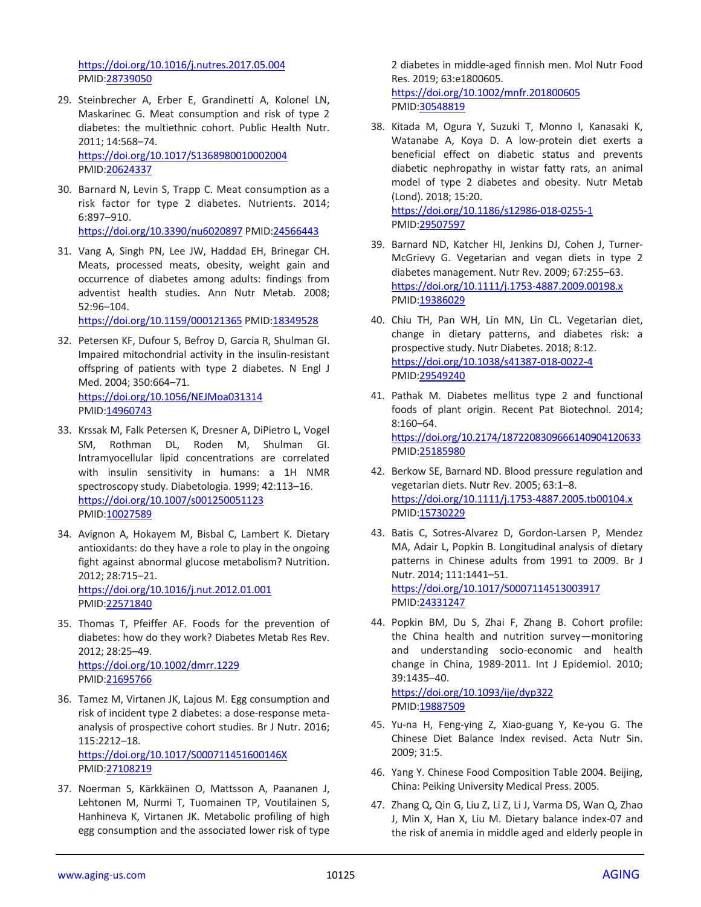https://doi.org/10.1016/j.nutres.2017.05.004 PMID:28739050

29. Steinbrecher A, Erber E, Grandinetti A, Kolonel LN, Maskarinec G. Meat consumption and risk of type 2 diabetes: the multiethnic cohort. Public Health Nutr. 2011; 14:568–74. https://doi.org/10.1017/S1368980010002004 PMID:20624337

30. Barnard N, Levin S, Trapp C. Meat consumption as a risk factor for type 2 diabetes. Nutrients. 2014; 6:897–910. https://doi.org/10.3390/nu6020897 PMID:24566443

31. Vang A, Singh PN, Lee JW, Haddad EH, Brinegar CH. Meats, processed meats, obesity, weight gain and occurrence of diabetes among adults: findings from adventist health studies. Ann Nutr Metab. 2008; 52:96–104. https://doi.org/10.1159/000121365 PMID:18349528

32. Petersen KF, Dufour S, Befroy D, Garcia R, Shulman GI. Impaired mitochondrial activity in the insulin-resistant offspring of patients with type 2 diabetes. N Engl J Med. 2004; 350:664–71. https://doi.org/10.1056/NEJMoa031314 PMID:14960743

33. Krssak M, Falk Petersen K, Dresner A, DiPietro L, Vogel SM, Rothman DL, Roden M, Shulman GI. Intramyocellular lipid concentrations are correlated with insulin sensitivity in humans: a 1H NMR spectroscopy study. Diabetologia. 1999; 42:113–16. https://doi.org/10.1007/s001250051123 PMID:10027589

34. Avignon A, Hokayem M, Bisbal C, Lambert K. Dietary antioxidants: do they have a role to play in the ongoing fight against abnormal glucose metabolism? Nutrition. 2012; 28:715–21. https://doi.org/10.1016/j.nut.2012.01.001 PMID:22571840

35. Thomas T, Pfeiffer AF. Foods for the prevention of diabetes: how do they work? Diabetes Metab Res Rev. 2012; 28:25–49. https://doi.org/10.1002/dmrr.1229 PMID:21695766

36. Tamez M, Virtanen JK, Lajous M. Egg consumption and risk of incident type 2 diabetes: a dose-response meta-analysis of prospective cohort studies. Br J Nutr. 2016; 115:2212–18. https://doi.org/10.1017/S000711451600146X PMID:27108219

37. Noerman S, Kärkkäinen O, Mattsson A, Paananen J, Lehtonen M, Nurmi T, Tuomainen TP, Voutilainen S, Hanhineva K, Virtanen JK. Metabolic profiling of high egg consumption and the associated lower risk of type 2 diabetes in middle-aged finnish men. Mol Nutr Food Res. 2019; 63:e1800605. https://doi.org/10.1002/mnfr.201800605 PMID:30548819

38. Kitada M, Ogura Y, Suzuki T, Monno I, Kanasaki K, Watanabe A, Koya D. A low-protein diet exerts a beneficial effect on diabetic status and prevents diabetic nephropathy in wistar fatty rats, an animal model of type 2 diabetes and obesity. Nutr Metab (Lond). 2018; 15:20. https://doi.org/10.1186/s12986-018-0255-1 PMID:29507597

39. Barnard ND, Katcher HI, Jenkins DJ, Cohen J, Turner-McGrievy G. Vegetarian and vegan diets in type 2 diabetes management. Nutr Rev. 2009; 67:255–63. https://doi.org/10.1111/j.1753-4887.2009.00198.x PMID:19386029

40. Chiu TH, Pan WH, Lin MN, Lin CL. Vegetarian diet, change in dietary patterns, and diabetes risk: a prospective study. Nutr Diabetes. 2018; 8:12. https://doi.org/10.1038/s41387-018-0022-4 PMID:29549240

41. Pathak M. Diabetes mellitus type 2 and functional foods of plant origin. Recent Pat Biotechnol. 2014; 8:160–64. https://doi.org/10.2174/1872208309666140904120633 PMID:25185980

42. Berkow SE, Barnard ND. Blood pressure regulation and vegetarian diets. Nutr Rev. 2005; 63:1–8. https://doi.org/10.1111/j.1753-4887.2005.tb00104.x PMID:15730229

43. Batis C, Sotres-Alvarez D, Gordon-Larsen P, Mendez MA, Adair L, Popkin B. Longitudinal analysis of dietary patterns in Chinese adults from 1991 to 2009. Br J Nutr. 2014; 111:1441–51. https://doi.org/10.1017/S0007114513003917 PMID:24331247

44. Popkin BM, Du S, Zhai F, Zhang B. Cohort profile: the China health and nutrition survey—monitoring and understanding socio-economic and health change in China, 1989-2011. Int J Epidemiol. 2010; 39:1435–40. https://doi.org/10.1093/ije/dyp322 PMID:19887509

45. Yu-na H, Feng-ying Z, Xiao-guang Y, Ke-you G. The Chinese Diet Balance Index revised. Acta Nutr Sin. 2009; 31:5.

46. Yang Y. Chinese Food Composition Table 2004. Beijing, China: Peiking University Medical Press. 2005.

47. Zhang Q, Qin G, Liu Z, Li Z, Li J, Varma DS, Wan Q, Zhao J, Min X, Han X, Liu M. Dietary balance index-07 and the risk of anemia in middle aged and elderly people in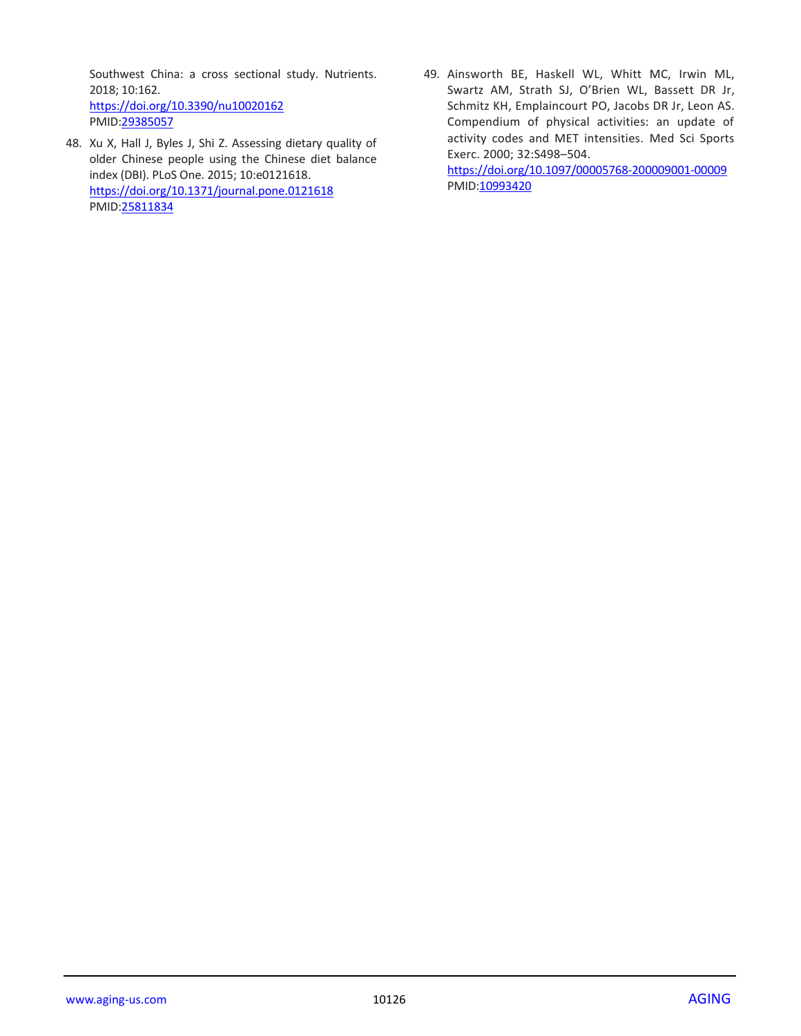Southwest China: a cross sectional study. Nutrients. 2018; 10:162.
https://doi.org/10.3390/nu10020162
PMID:29385057

48. Xu X, Hall J, Byles J, Shi Z. Assessing dietary quality of older Chinese people using the Chinese diet balance index (DBI). PLoS One. 2015; 10:e0121618.
https://doi.org/10.1371/journal.pone.0121618
PMID:25811834

49. Ainsworth BE, Haskell WL, Whitt MC, Irwin ML, Swartz AM, Strath SJ, O'Brien WL, Bassett DR Jr, Schmitz KH, Emplaincourt PO, Jacobs DR Jr, Leon AS. Compendium of physical activities: an update of activity codes and MET intensities. Med Sci Sports Exerc. 2000; 32:S498–504.
https://doi.org/10.1097/00005768-200009001-00009
PMID:10993420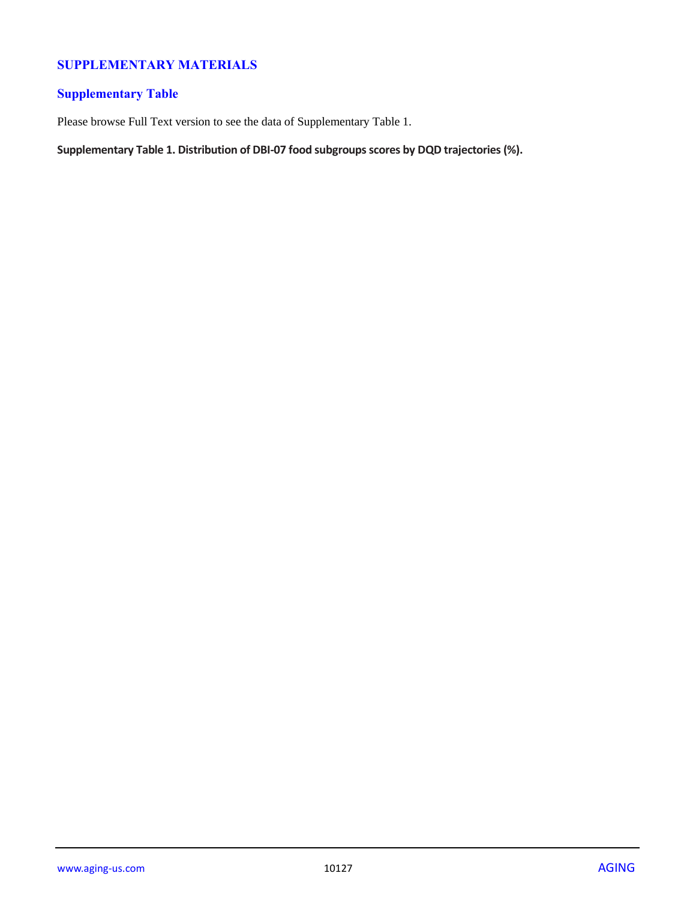## SUPPLEMENTARY MATERIALS

### Supplementary Table

Please browse Full Text version to see the data of Supplementary Table 1.

**Supplementary Table 1. Distribution of DBI-07 food subgroups scores by DQD trajectories (%).**